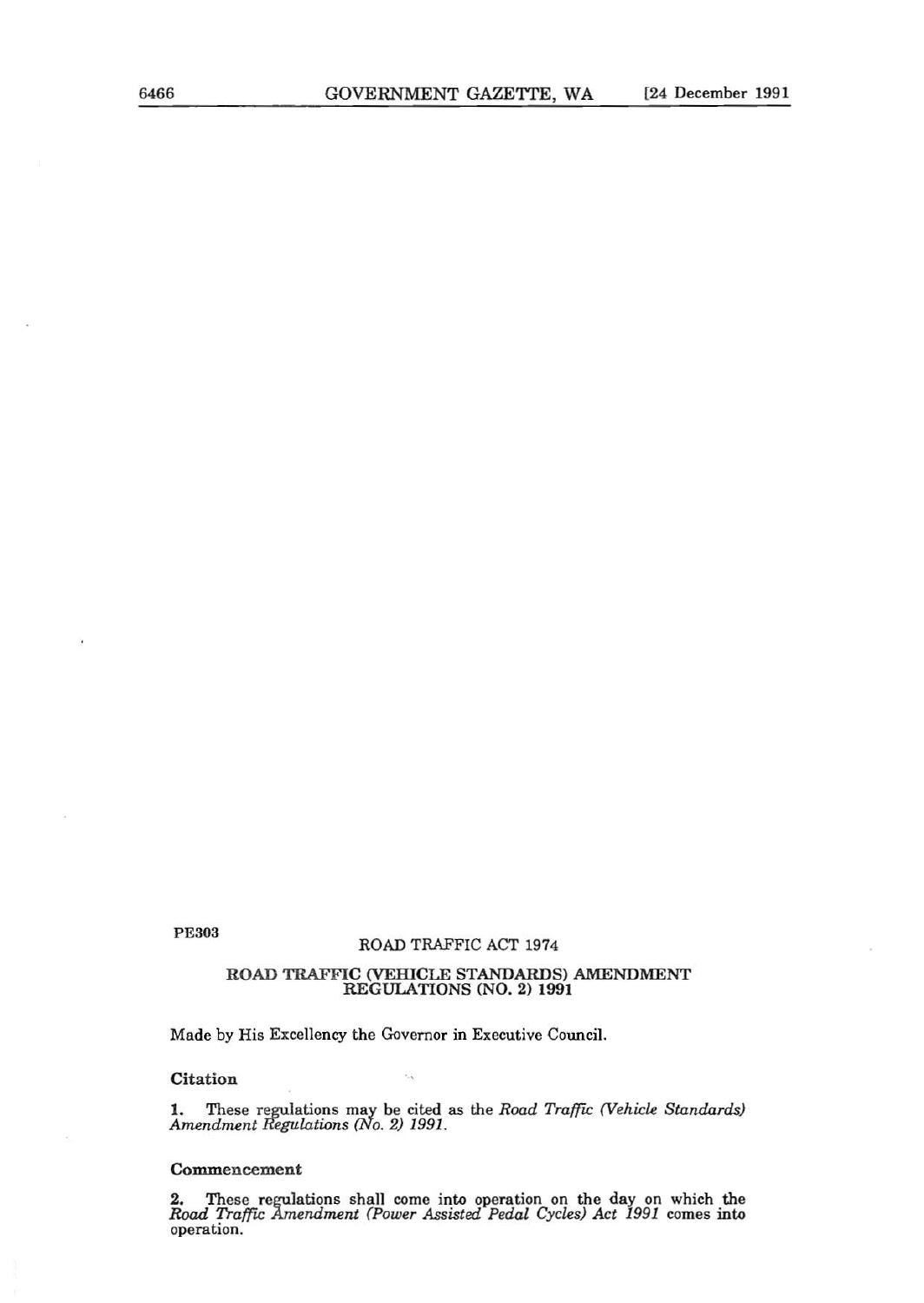PE303

ROAD TRAFFIC ACT 1974

## ROAD TRAFFIC (VEHICLE STANDARDS) AMENDMENT REGULATIONS (NO. 2) 1991

Made by His Excellency the Governor in Executive Council.

### Citation

**1.** These regulations may be cited as the *Road Traffic (Vehicle Standards) Amendment Regulations (No. 2) 1991*.

### Commencement

**2.** These regulations shall come into operation on the day on which the *Road Traffic Amendment (Power Assisted Pedal Cycles) Act 1991* comes into operation.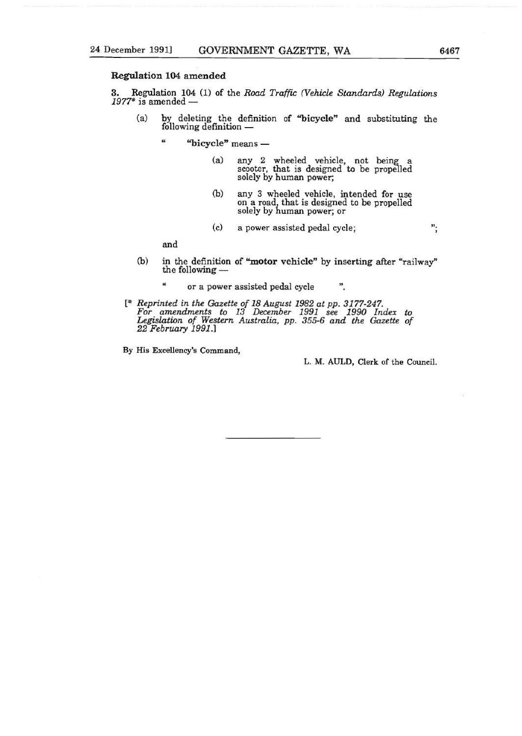**Regulation 104 amended**

3. Regulation 104 (1) of the *Road Traffic (Vehicle Standards) Regulations 1977** is amended —

(a) by deleting the definition of **"bicycle"** and substituting the following definition —

" **"bicycle"** means —

(a) any 2 wheeled vehicle, not being a scooter, that is designed to be propelled solely by human power;

(b) any 3 wheeled vehicle, intended for use on a road, that is designed to be propelled solely by human power; or

(c) a power assisted pedal cycle; ";

and

(b) in the definition of **"motor vehicle"** by inserting after "railway" the following —

" or a power assisted pedal cycle ".

[* *Reprinted in the Gazette of 18 August 1982 at pp. 3177-247. For amendments to 13 December 1991 see 1990 Index to Legislation of Western Australia, pp. 355-6 and the Gazette of 22 February 1991.*]

By His Excellency's Command,

L. M. AULD, Clerk of the Council.